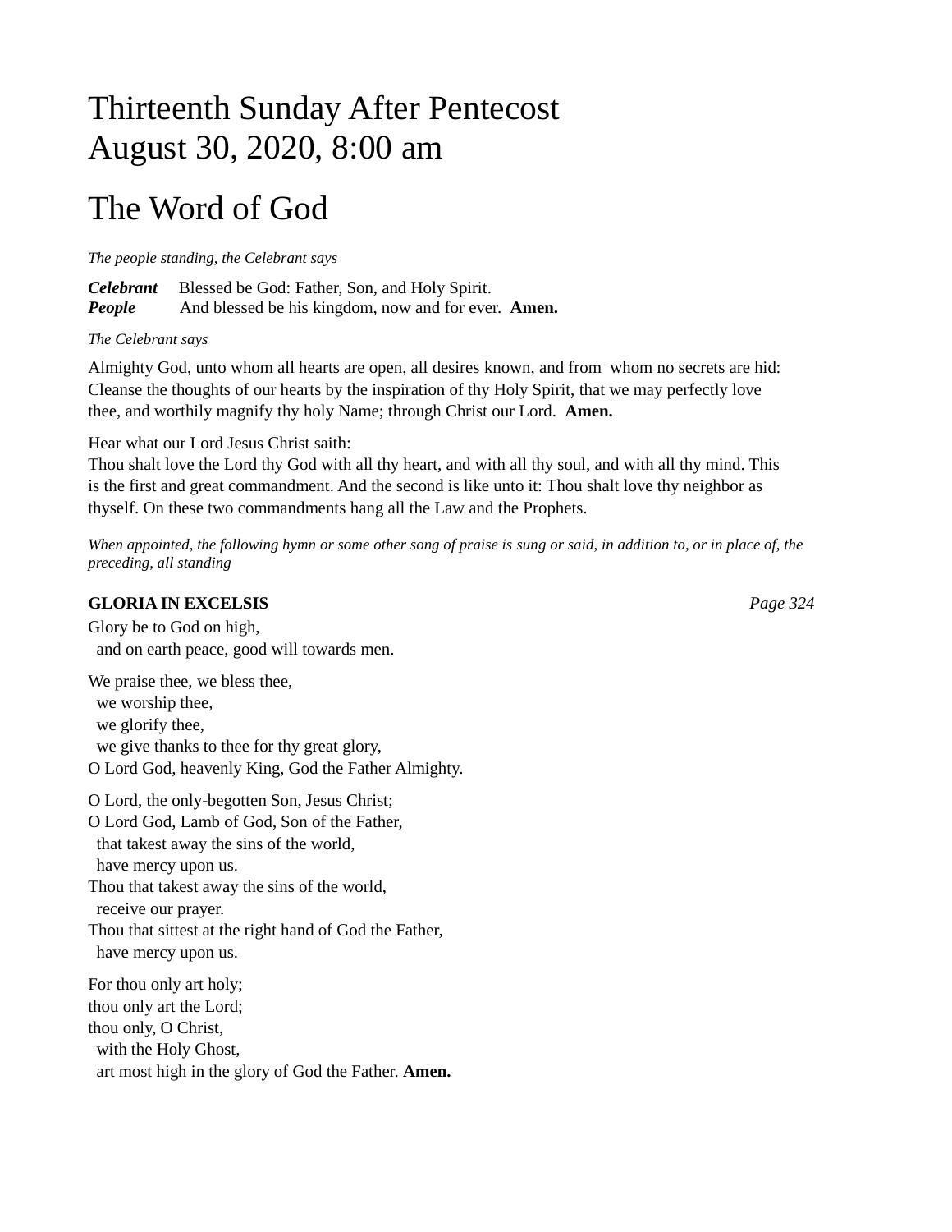# Thirteenth Sunday After Pentecost
# August 30, 2020, 8:00 am

## The Word of God

*The people standing, the Celebrant says*

***Celebrant*** Blessed be God: Father, Son, and Holy Spirit.
***People*** And blessed be his kingdom, now and for ever. **Amen.**

*The Celebrant says*

Almighty God, unto whom all hearts are open, all desires known, and from whom no secrets are hid: Cleanse the thoughts of our hearts by the inspiration of thy Holy Spirit, that we may perfectly love thee, and worthily magnify thy holy Name; through Christ our Lord. **Amen.**

Hear what our Lord Jesus Christ saith:
Thou shalt love the Lord thy God with all thy heart, and with all thy soul, and with all thy mind. This is the first and great commandment. And the second is like unto it: Thou shalt love thy neighbor as thyself. On these two commandments hang all the Law and the Prophets.

*When appointed, the following hymn or some other song of praise is sung or said, in addition to, or in place of, the preceding, all standing*

**GLORIA IN EXCELSIS** *Page 324*

Glory be to God on high,
  and on earth peace, good will towards men.

We praise thee, we bless thee,
  we worship thee,
  we glorify thee,
  we give thanks to thee for thy great glory,
O Lord God, heavenly King, God the Father Almighty.

O Lord, the only-begotten Son, Jesus Christ;
O Lord God, Lamb of God, Son of the Father,
  that takest away the sins of the world,
  have mercy upon us.
Thou that takest away the sins of the world,
  receive our prayer.
Thou that sittest at the right hand of God the Father,
  have mercy upon us.

For thou only art holy;
thou only art the Lord;
thou only, O Christ,
  with the Holy Ghost,
  art most high in the glory of God the Father. **Amen.**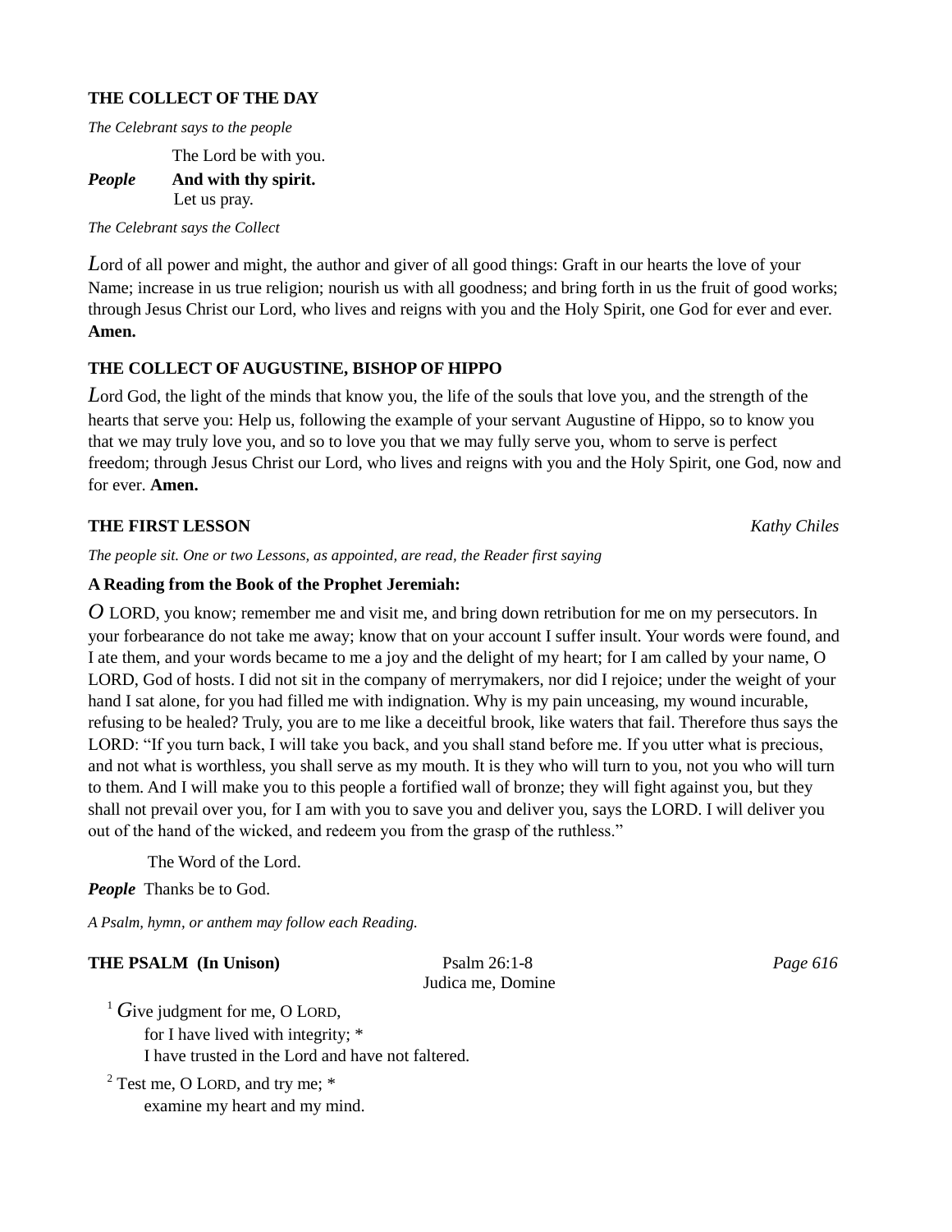**THE COLLECT OF THE DAY**

*The Celebrant says to the people*

The Lord be with you.

***People*** **And with thy spirit.**

Let us pray.

*The Celebrant says the Collect*

*L*ord of all power and might, the author and giver of all good things: Graft in our hearts the love of your Name; increase in us true religion; nourish us with all goodness; and bring forth in us the fruit of good works; through Jesus Christ our Lord, who lives and reigns with you and the Holy Spirit, one God for ever and ever. **Amen.**

**THE COLLECT OF AUGUSTINE, BISHOP OF HIPPO**

*L*ord God, the light of the minds that know you, the life of the souls that love you, and the strength of the hearts that serve you: Help us, following the example of your servant Augustine of Hippo, so to know you that we may truly love you, and so to love you that we may fully serve you, whom to serve is perfect freedom; through Jesus Christ our Lord, who lives and reigns with you and the Holy Spirit, one God, now and for ever. **Amen.**

**THE FIRST LESSON** *Kathy Chiles*

*The people sit. One or two Lessons, as appointed, are read, the Reader first saying*

**A Reading from the Book of the Prophet Jeremiah:**

*O* LORD, you know; remember me and visit me, and bring down retribution for me on my persecutors. In your forbearance do not take me away; know that on your account I suffer insult. Your words were found, and I ate them, and your words became to me a joy and the delight of my heart; for I am called by your name, O LORD, God of hosts. I did not sit in the company of merrymakers, nor did I rejoice; under the weight of your hand I sat alone, for you had filled me with indignation. Why is my pain unceasing, my wound incurable, refusing to be healed? Truly, you are to me like a deceitful brook, like waters that fail. Therefore thus says the LORD: "If you turn back, I will take you back, and you shall stand before me. If you utter what is precious, and not what is worthless, you shall serve as my mouth. It is they who will turn to you, not you who will turn to them. And I will make you to this people a fortified wall of bronze; they will fight against you, but they shall not prevail over you, for I am with you to save you and deliver you, says the LORD. I will deliver you out of the hand of the wicked, and redeem you from the grasp of the ruthless."

The Word of the Lord.

***People*** Thanks be to God.

*A Psalm, hymn, or anthem may follow each Reading.*

**THE PSALM (In Unison)** Psalm 26:1-8 *Page 616*

Judica me, Domine

1 *G*ive judgment for me, O LORD,
for I have lived with integrity; *
I have trusted in the Lord and have not faltered.

2 Test me, O LORD, and try me; *
examine my heart and my mind.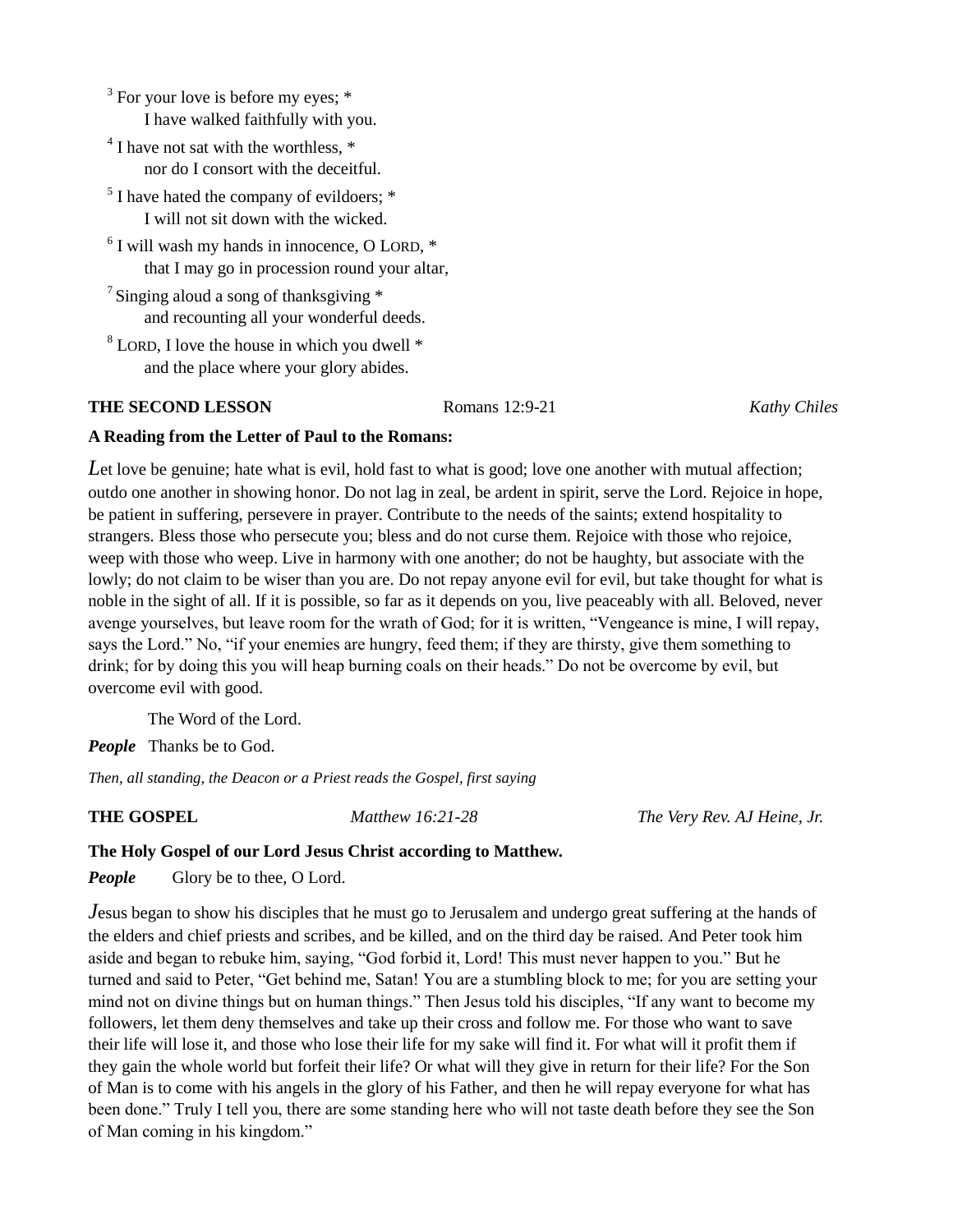[3] For your love is before my eyes; *
    I have walked faithfully with you.

[4] I have not sat with the worthless, *
    nor do I consort with the deceitful.

[5] I have hated the company of evildoers; *
    I will not sit down with the wicked.

[6] I will wash my hands in innocence, O LORD, *
    that I may go in procession round your altar,

[7] Singing aloud a song of thanksgiving *
    and recounting all your wonderful deeds.

[8] LORD, I love the house in which you dwell *
    and the place where your glory abides.

**THE SECOND LESSON** Romans 12:9-21 *Kathy Chiles*

**A Reading from the Letter of Paul to the Romans:**

*L*et love be genuine; hate what is evil, hold fast to what is good; love one another with mutual affection; outdo one another in showing honor. Do not lag in zeal, be ardent in spirit, serve the Lord. Rejoice in hope, be patient in suffering, persevere in prayer. Contribute to the needs of the saints; extend hospitality to strangers. Bless those who persecute you; bless and do not curse them. Rejoice with those who rejoice, weep with those who weep. Live in harmony with one another; do not be haughty, but associate with the lowly; do not claim to be wiser than you are. Do not repay anyone evil for evil, but take thought for what is noble in the sight of all. If it is possible, so far as it depends on you, live peaceably with all. Beloved, never avenge yourselves, but leave room for the wrath of God; for it is written, "Vengeance is mine, I will repay, says the Lord." No, "if your enemies are hungry, feed them; if they are thirsty, give them something to drink; for by doing this you will heap burning coals on their heads." Do not be overcome by evil, but overcome evil with good.

The Word of the Lord.

***People*** Thanks be to God.

*Then, all standing, the Deacon or a Priest reads the Gospel, first saying*

**THE GOSPEL** *Matthew 16:21-28* *The Very Rev. AJ Heine, Jr.*

**The Holy Gospel of our Lord Jesus Christ according to Matthew.**

***People*** Glory be to thee, O Lord.

*J*esus began to show his disciples that he must go to Jerusalem and undergo great suffering at the hands of the elders and chief priests and scribes, and be killed, and on the third day be raised. And Peter took him aside and began to rebuke him, saying, "God forbid it, Lord! This must never happen to you." But he turned and said to Peter, "Get behind me, Satan! You are a stumbling block to me; for you are setting your mind not on divine things but on human things." Then Jesus told his disciples, "If any want to become my followers, let them deny themselves and take up their cross and follow me. For those who want to save their life will lose it, and those who lose their life for my sake will find it. For what will it profit them if they gain the whole world but forfeit their life? Or what will they give in return for their life? For the Son of Man is to come with his angels in the glory of his Father, and then he will repay everyone for what has been done." Truly I tell you, there are some standing here who will not taste death before they see the Son of Man coming in his kingdom."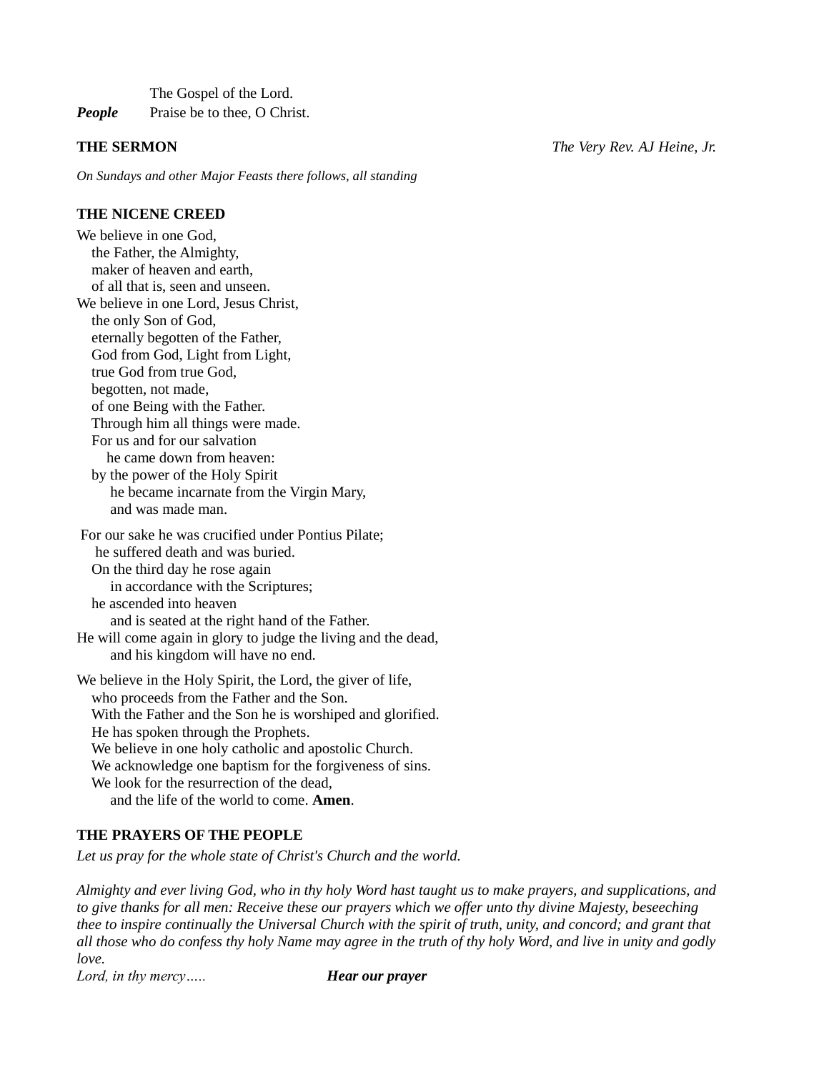The Gospel of the Lord.
***People*** Praise be to thee, O Christ.

**THE SERMON** *The Very Rev. AJ Heine, Jr.*

*On Sundays and other Major Feasts there follows, all standing*

**THE NICENE CREED**

We believe in one God,
the Father, the Almighty,
maker of heaven and earth,
of all that is, seen and unseen.
We believe in one Lord, Jesus Christ,
the only Son of God,
eternally begotten of the Father,
God from God, Light from Light,
true God from true God,
begotten, not made,
of one Being with the Father.
Through him all things were made.
For us and for our salvation
he came down from heaven:
by the power of the Holy Spirit
he became incarnate from the Virgin Mary,
and was made man.

For our sake he was crucified under Pontius Pilate;
he suffered death and was buried.
On the third day he rose again
in accordance with the Scriptures;
he ascended into heaven
and is seated at the right hand of the Father.
He will come again in glory to judge the living and the dead,
and his kingdom will have no end.

We believe in the Holy Spirit, the Lord, the giver of life,
who proceeds from the Father and the Son.
With the Father and the Son he is worshiped and glorified.
He has spoken through the Prophets.
We believe in one holy catholic and apostolic Church.
We acknowledge one baptism for the forgiveness of sins.
We look for the resurrection of the dead,
and the life of the world to come. **Amen**.

**THE PRAYERS OF THE PEOPLE**

*Let us pray for the whole state of Christ's Church and the world.*

*Almighty and ever living God, who in thy holy Word hast taught us to make prayers, and supplications, and to give thanks for all men: Receive these our prayers which we offer unto thy divine Majesty, beseeching thee to inspire continually the Universal Church with the spirit of truth, unity, and concord; and grant that all those who do confess thy holy Name may agree in the truth of thy holy Word, and live in unity and godly love.*

*Lord, in thy mercy…..* ***Hear our prayer***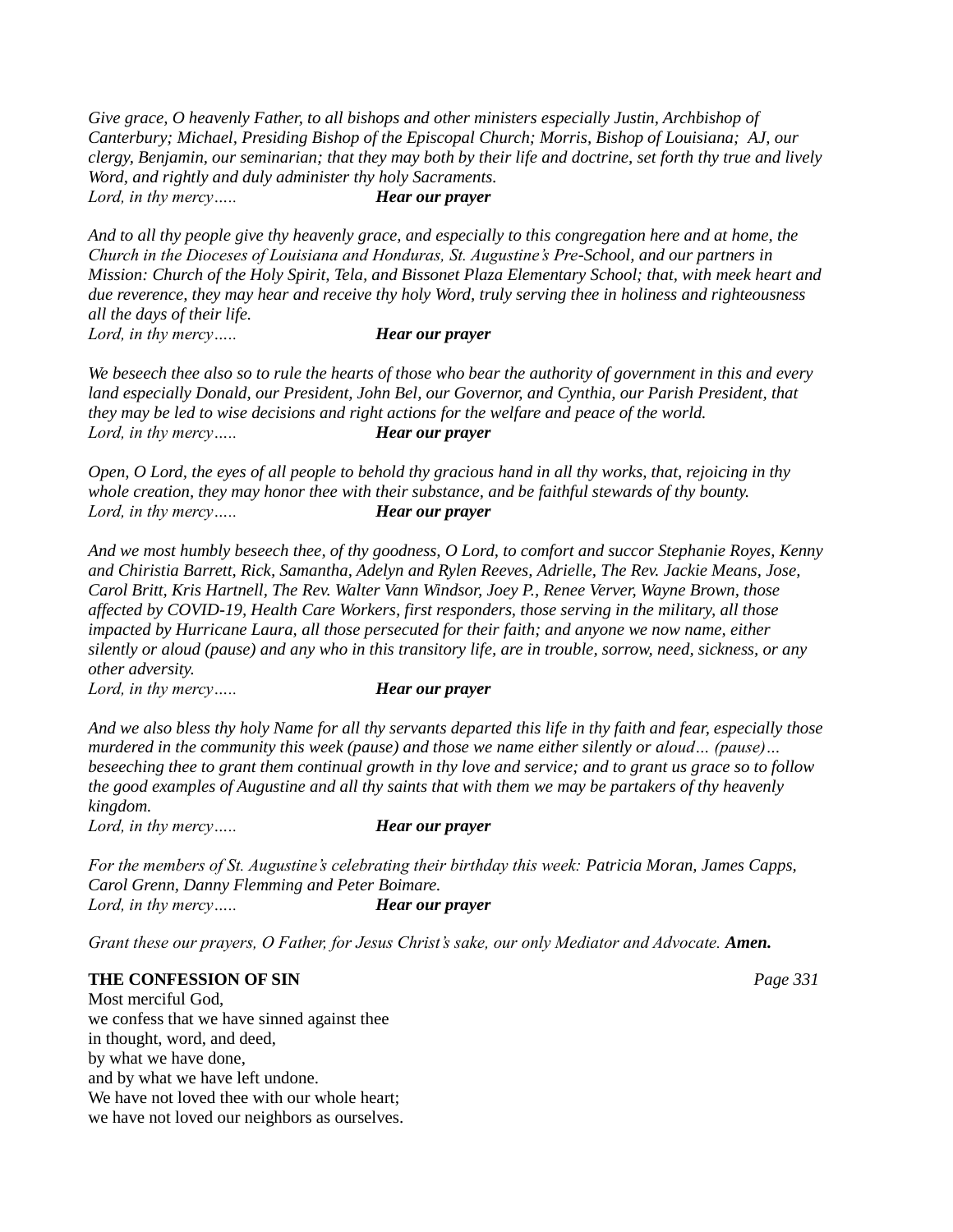*Give grace, O heavenly Father, to all bishops and other ministers especially Justin, Archbishop of Canterbury; Michael, Presiding Bishop of the Episcopal Church; Morris, Bishop of Louisiana; AJ, our clergy, Benjamin, our seminarian; that they may both by their life and doctrine, set forth thy true and lively Word, and rightly and duly administer thy holy Sacraments.*
*Lord, in thy mercy…..* ***Hear our prayer***

*And to all thy people give thy heavenly grace, and especially to this congregation here and at home, the Church in the Dioceses of Louisiana and Honduras, St. Augustine's Pre-School, and our partners in Mission: Church of the Holy Spirit, Tela, and Bissonet Plaza Elementary School; that, with meek heart and due reverence, they may hear and receive thy holy Word, truly serving thee in holiness and righteousness all the days of their life.*
*Lord, in thy mercy…..* ***Hear our prayer***

*We beseech thee also so to rule the hearts of those who bear the authority of government in this and every land especially Donald, our President, John Bel, our Governor, and Cynthia, our Parish President, that they may be led to wise decisions and right actions for the welfare and peace of the world.*
*Lord, in thy mercy…..* ***Hear our prayer***

*Open, O Lord, the eyes of all people to behold thy gracious hand in all thy works, that, rejoicing in thy whole creation, they may honor thee with their substance, and be faithful stewards of thy bounty.*
*Lord, in thy mercy…..* ***Hear our prayer***

*And we most humbly beseech thee, of thy goodness, O Lord, to comfort and succor Stephanie Royes, Kenny and Chiristia Barrett, Rick, Samantha, Adelyn and Rylen Reeves, Adrielle, The Rev. Jackie Means, Jose, Carol Britt, Kris Hartnell, The Rev. Walter Vann Windsor, Joey P., Renee Verver, Wayne Brown, those affected by COVID-19, Health Care Workers, first responders, those serving in the military, all those impacted by Hurricane Laura, all those persecuted for their faith; and anyone we now name, either silently or aloud (pause) and any who in this transitory life, are in trouble, sorrow, need, sickness, or any other adversity.*
*Lord, in thy mercy…..* ***Hear our prayer***

*And we also bless thy holy Name for all thy servants departed this life in thy faith and fear, especially those murdered in the community this week (pause) and those we name either silently or aloud… (pause)… beseeching thee to grant them continual growth in thy love and service; and to grant us grace so to follow the good examples of Augustine and all thy saints that with them we may be partakers of thy heavenly kingdom.*
*Lord, in thy mercy…..* ***Hear our prayer***

*For the members of St. Augustine's celebrating their birthday this week: Patricia Moran, James Capps, Carol Grenn, Danny Flemming and Peter Boimare.*
*Lord, in thy mercy…..* ***Hear our prayer***

*Grant these our prayers, O Father, for Jesus Christ's sake, our only Mediator and Advocate.* ***Amen.***

**THE CONFESSION OF SIN** *Page 331*

Most merciful God,
we confess that we have sinned against thee
in thought, word, and deed,
by what we have done,
and by what we have left undone.
We have not loved thee with our whole heart;
we have not loved our neighbors as ourselves.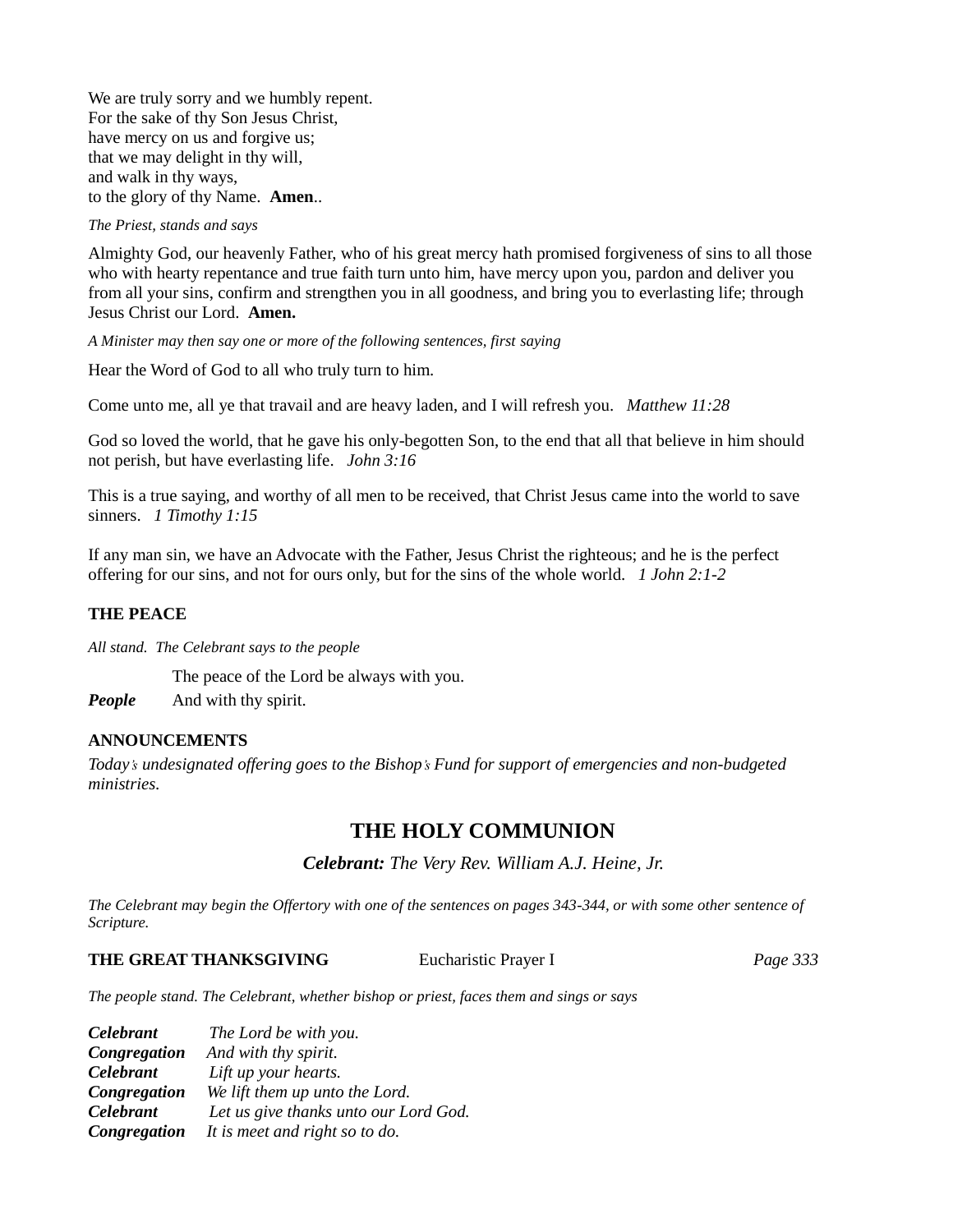We are truly sorry and we humbly repent.
For the sake of thy Son Jesus Christ,
have mercy on us and forgive us;
that we may delight in thy will,
and walk in thy ways,
to the glory of thy Name. **Amen**..

*The Priest, stands and says*

Almighty God, our heavenly Father, who of his great mercy hath promised forgiveness of sins to all those who with hearty repentance and true faith turn unto him, have mercy upon you, pardon and deliver you from all your sins, confirm and strengthen you in all goodness, and bring you to everlasting life; through Jesus Christ our Lord. **Amen.**

*A Minister may then say one or more of the following sentences, first saying*

Hear the Word of God to all who truly turn to him.

Come unto me, all ye that travail and are heavy laden, and I will refresh you. *Matthew 11:28*

God so loved the world, that he gave his only-begotten Son, to the end that all that believe in him should not perish, but have everlasting life. *John 3:16*

This is a true saying, and worthy of all men to be received, that Christ Jesus came into the world to save sinners. *1 Timothy 1:15*

If any man sin, we have an Advocate with the Father, Jesus Christ the righteous; and he is the perfect offering for our sins, and not for ours only, but for the sins of the whole world. *1 John 2:1-2*

**THE PEACE**

*All stand. The Celebrant says to the people*

The peace of the Lord be always with you.
***People*** And with thy spirit.

**ANNOUNCEMENTS**

*Today's undesignated offering goes to the Bishop's Fund for support of emergencies and non-budgeted ministries.*

## THE HOLY COMMUNION

***Celebrant:*** *The Very Rev. William A.J. Heine, Jr.*

*The Celebrant may begin the Offertory with one of the sentences on pages 343-344, or with some other sentence of Scripture.*

**THE GREAT THANKSGIVING** Eucharistic Prayer I *Page 333*

*The people stand. The Celebrant, whether bishop or priest, faces them and sings or says*

***Celebrant*** *The Lord be with you.*
***Congregation*** *And with thy spirit.*
***Celebrant*** *Lift up your hearts.*
***Congregation*** *We lift them up unto the Lord.*
***Celebrant*** *Let us give thanks unto our Lord God.*
***Congregation*** *It is meet and right so to do.*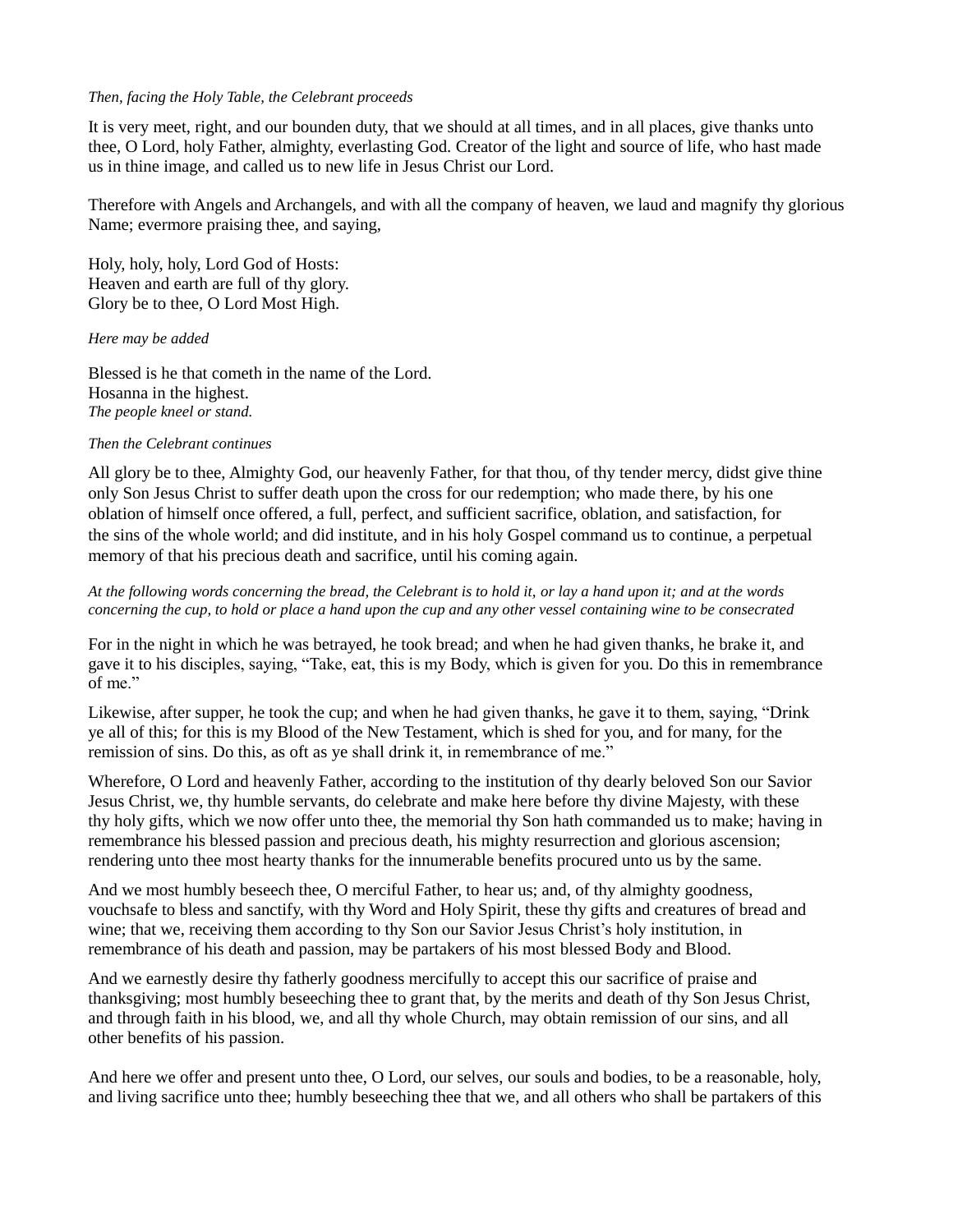*Then, facing the Holy Table, the Celebrant proceeds*

It is very meet, right, and our bounden duty, that we should at all times, and in all places, give thanks unto thee, O Lord, holy Father, almighty, everlasting God. Creator of the light and source of life, who hast made us in thine image, and called us to new life in Jesus Christ our Lord.

Therefore with Angels and Archangels, and with all the company of heaven, we laud and magnify thy glorious Name; evermore praising thee, and saying,

Holy, holy, holy, Lord God of Hosts:  
Heaven and earth are full of thy glory.  
Glory be to thee, O Lord Most High.

*Here may be added*

Blessed is he that cometh in the name of the Lord.  
Hosanna in the highest.  
*The people kneel or stand.*

*Then the Celebrant continues*

All glory be to thee, Almighty God, our heavenly Father, for that thou, of thy tender mercy, didst give thine only Son Jesus Christ to suffer death upon the cross for our redemption; who made there, by his one oblation of himself once offered, a full, perfect, and sufficient sacrifice, oblation, and satisfaction, for the sins of the whole world; and did institute, and in his holy Gospel command us to continue, a perpetual memory of that his precious death and sacrifice, until his coming again.

*At the following words concerning the bread, the Celebrant is to hold it, or lay a hand upon it; and at the words concerning the cup, to hold or place a hand upon the cup and any other vessel containing wine to be consecrated*

For in the night in which he was betrayed, he took bread; and when he had given thanks, he brake it, and gave it to his disciples, saying, "Take, eat, this is my Body, which is given for you. Do this in remembrance of me."

Likewise, after supper, he took the cup; and when he had given thanks, he gave it to them, saying, "Drink ye all of this; for this is my Blood of the New Testament, which is shed for you, and for many, for the remission of sins. Do this, as oft as ye shall drink it, in remembrance of me."

Wherefore, O Lord and heavenly Father, according to the institution of thy dearly beloved Son our Savior Jesus Christ, we, thy humble servants, do celebrate and make here before thy divine Majesty, with these thy holy gifts, which we now offer unto thee, the memorial thy Son hath commanded us to make; having in remembrance his blessed passion and precious death, his mighty resurrection and glorious ascension; rendering unto thee most hearty thanks for the innumerable benefits procured unto us by the same.

And we most humbly beseech thee, O merciful Father, to hear us; and, of thy almighty goodness, vouchsafe to bless and sanctify, with thy Word and Holy Spirit, these thy gifts and creatures of bread and wine; that we, receiving them according to thy Son our Savior Jesus Christ's holy institution, in remembrance of his death and passion, may be partakers of his most blessed Body and Blood.

And we earnestly desire thy fatherly goodness mercifully to accept this our sacrifice of praise and thanksgiving; most humbly beseeching thee to grant that, by the merits and death of thy Son Jesus Christ, and through faith in his blood, we, and all thy whole Church, may obtain remission of our sins, and all other benefits of his passion.

And here we offer and present unto thee, O Lord, our selves, our souls and bodies, to be a reasonable, holy, and living sacrifice unto thee; humbly beseeching thee that we, and all others who shall be partakers of this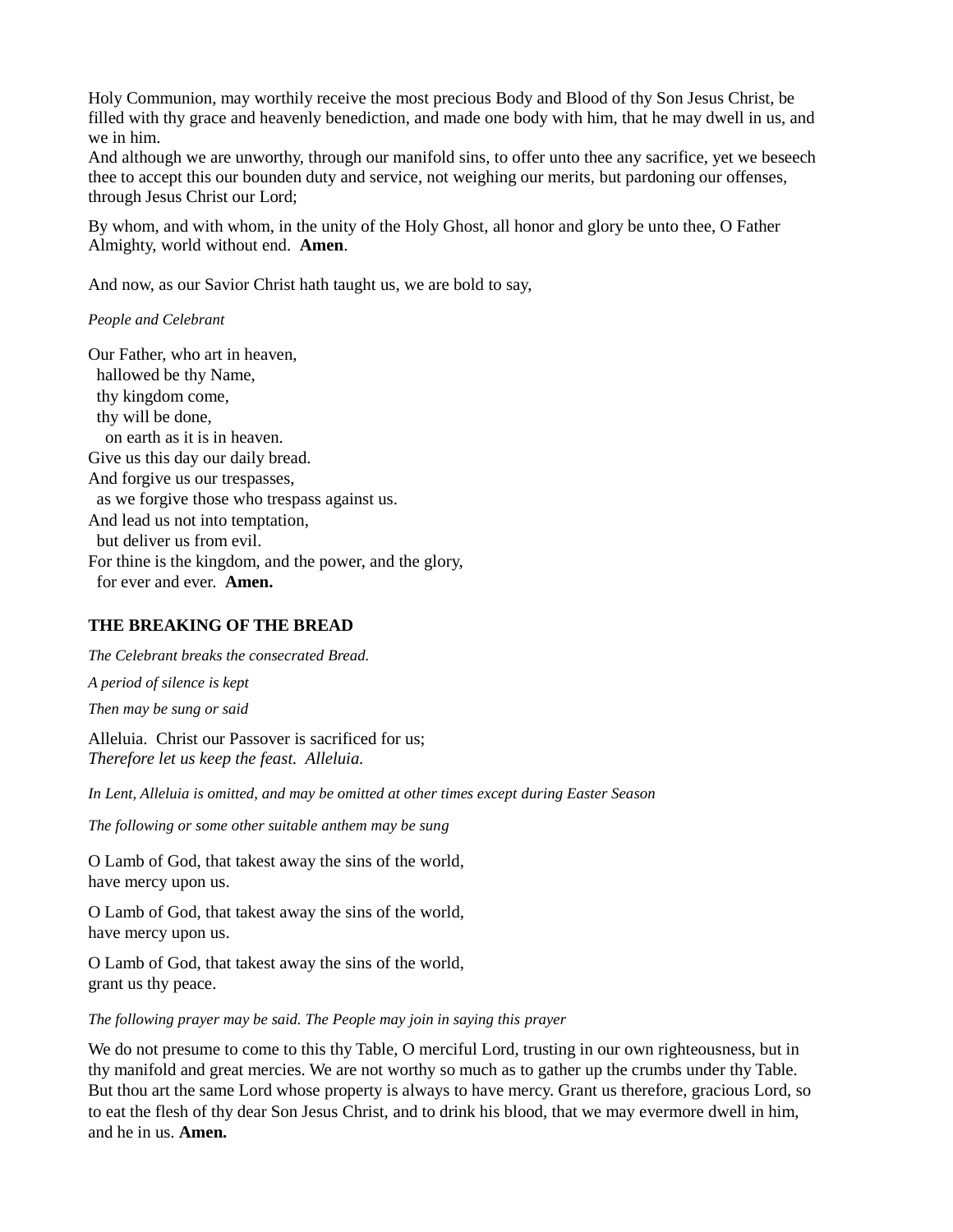Holy Communion, may worthily receive the most precious Body and Blood of thy Son Jesus Christ, be filled with thy grace and heavenly benediction, and made one body with him, that he may dwell in us, and we in him.
And although we are unworthy, through our manifold sins, to offer unto thee any sacrifice, yet we beseech thee to accept this our bounden duty and service, not weighing our merits, but pardoning our offenses, through Jesus Christ our Lord;

By whom, and with whom, in the unity of the Holy Ghost, all honor and glory be unto thee, O Father Almighty, world without end. **Amen**.

And now, as our Savior Christ hath taught us, we are bold to say,

*People and Celebrant*

Our Father, who art in heaven,
hallowed be thy Name,
thy kingdom come,
thy will be done,
on earth as it is in heaven.
Give us this day our daily bread.
And forgive us our trespasses,
as we forgive those who trespass against us.
And lead us not into temptation,
but deliver us from evil.
For thine is the kingdom, and the power, and the glory,
for ever and ever. **Amen.**

## THE BREAKING OF THE BREAD

*The Celebrant breaks the consecrated Bread.*

*A period of silence is kept*

*Then may be sung or said*

Alleluia. Christ our Passover is sacrificed for us;
*Therefore let us keep the feast. Alleluia.*

*In Lent, Alleluia is omitted, and may be omitted at other times except during Easter Season*

*The following or some other suitable anthem may be sung*

O Lamb of God, that takest away the sins of the world,
have mercy upon us.

O Lamb of God, that takest away the sins of the world,
have mercy upon us.

O Lamb of God, that takest away the sins of the world,
grant us thy peace.

*The following prayer may be said. The People may join in saying this prayer*

We do not presume to come to this thy Table, O merciful Lord, trusting in our own righteousness, but in thy manifold and great mercies. We are not worthy so much as to gather up the crumbs under thy Table. But thou art the same Lord whose property is always to have mercy. Grant us therefore, gracious Lord, so to eat the flesh of thy dear Son Jesus Christ, and to drink his blood, that we may evermore dwell in him, and he in us. **Amen.**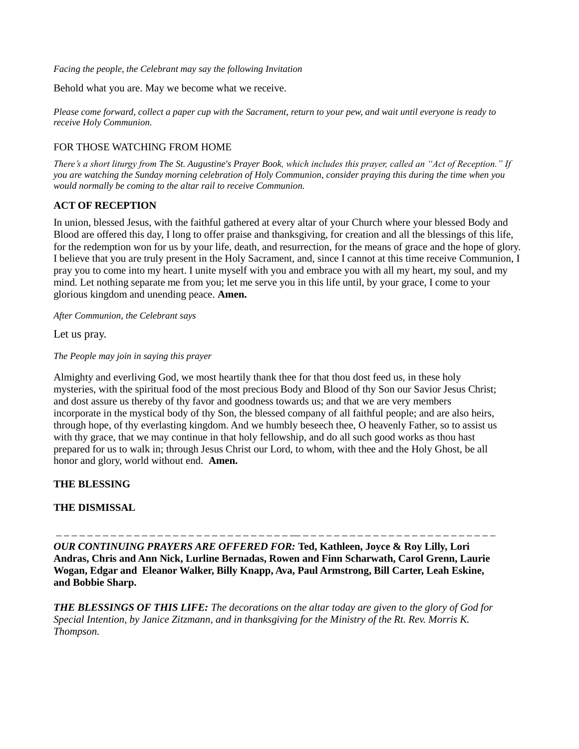*Facing the people, the Celebrant may say the following Invitation*

Behold what you are. May we become what we receive.

*Please come forward, collect a paper cup with the Sacrament, return to your pew, and wait until everyone is ready to receive Holy Communion.*

FOR THOSE WATCHING FROM HOME

*There's a short liturgy from* The St. Augustine's Prayer Book*, which includes this prayer, called an "Act of Reception." If you are watching the Sunday morning celebration of Holy Communion, consider praying this during the time when you would normally be coming to the altar rail to receive Communion.*

**ACT OF RECEPTION**

In union, blessed Jesus, with the faithful gathered at every altar of your Church where your blessed Body and Blood are offered this day, I long to offer praise and thanksgiving, for creation and all the blessings of this life, for the redemption won for us by your life, death, and resurrection, for the means of grace and the hope of glory. I believe that you are truly present in the Holy Sacrament, and, since I cannot at this time receive Communion, I pray you to come into my heart. I unite myself with you and embrace you with all my heart, my soul, and my mind. Let nothing separate me from you; let me serve you in this life until, by your grace, I come to your glorious kingdom and unending peace. **Amen.**

*After Communion, the Celebrant says*

Let us pray.

*The People may join in saying this prayer*

Almighty and everliving God, we most heartily thank thee for that thou dost feed us, in these holy mysteries, with the spiritual food of the most precious Body and Blood of thy Son our Savior Jesus Christ; and dost assure us thereby of thy favor and goodness towards us; and that we are very members incorporate in the mystical body of thy Son, the blessed company of all faithful people; and are also heirs, through hope, of thy everlasting kingdom. And we humbly beseech thee, O heavenly Father, so to assist us with thy grace, that we may continue in that holy fellowship, and do all such good works as thou hast prepared for us to walk in; through Jesus Christ our Lord, to whom, with thee and the Holy Ghost, be all honor and glory, world without end. **Amen.**

**THE BLESSING**

**THE DISMISSAL**

---

***OUR CONTINUING PRAYERS ARE OFFERED FOR:*** **Ted, Kathleen, Joyce & Roy Lilly, Lori Andras, Chris and Ann Nick, Lurline Bernadas, Rowen and Finn Scharwath, Carol Grenn, Laurie Wogan, Edgar and Eleanor Walker, Billy Knapp, Ava, Paul Armstrong, Bill Carter, Leah Eskine, and Bobbie Sharp.**

***THE BLESSINGS OF THIS LIFE:*** *The decorations on the altar today are given to the glory of God for Special Intention, by Janice Zitzmann, and in thanksgiving for the Ministry of the Rt. Rev. Morris K. Thompson.*